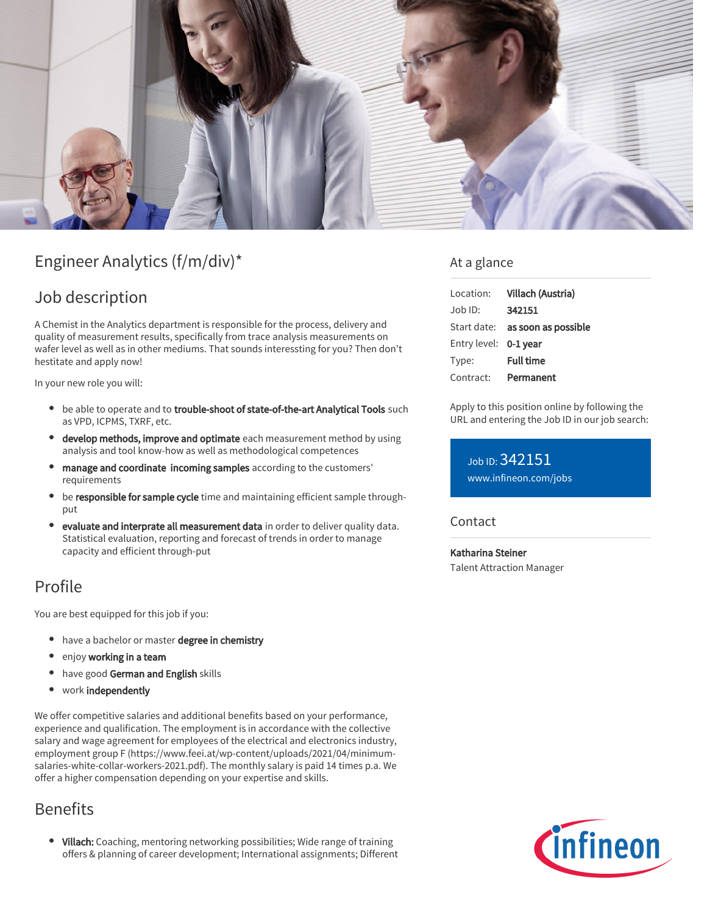# Engineer Analytics (f/m/div)*

## Job description

A Chemist in the Analytics department is responsible for the process, delivery and quality of measurement results, specifically from trace analysis measurements on wafer level as well as in other mediums. That sounds interessting for you? Then don't hestitate and apply now!

In your new role you will:

- be able to operate and to **trouble-shoot of state-of-the-art Analytical Tools** such as VPD, ICPMS, TXRF, etc.
- **develop methods, improve and optimate** each measurement method by using analysis and tool know-how as well as methodological competences
- **manage and coordinate incoming samples** according to the customers' requirements
- be **responsible for sample cycle** time and maintaining efficient sample through-put
- **evaluate and interprate all measurement data** in order to deliver quality data. Statistical evaluation, reporting and forecast of trends in order to manage capacity and efficient through-put

## Profile

You are best equipped for this job if you:

- have a bachelor or master **degree in chemistry**
- enjoy **working in a team**
- have good **German and English** skills
- work **independently**

We offer competitive salaries and additional benefits based on your performance, experience and qualification. The employment is in accordance with the collective salary and wage agreement for employees of the electrical and electronics industry, employment group F (https://www.feei.at/wp-content/uploads/2021/04/minimum-salaries-white-collar-workers-2021.pdf). The monthly salary is paid 14 times p.a. We offer a higher compensation depending on your expertise and skills.

## Benefits

- **Villach:** Coaching, mentoring networking possibilities; Wide range of training offers & planning of career development; International assignments; Different

## At a glance

| | |
|---|---|
| Location: | **Villach (Austria)** |
| Job ID: | **342151** |
| Start date: | **as soon as possible** |
| Entry level: | **0-1 year** |
| Type: | **Full time** |
| Contract: | **Permanent** |

Apply to this position online by following the URL and entering the Job ID in our job search:

Job ID: 342151
www.infineon.com/jobs

## Contact

**Katharina Steiner**
Talent Attraction Manager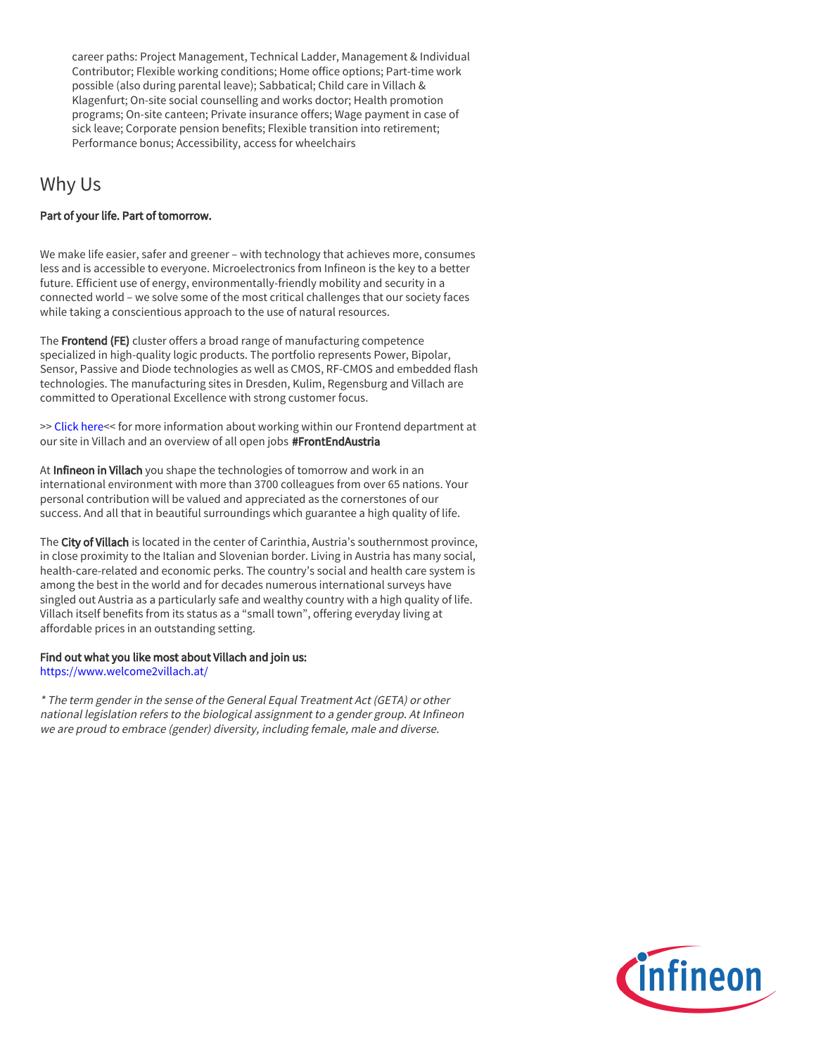career paths: Project Management, Technical Ladder, Management & Individual Contributor; Flexible working conditions; Home office options; Part-time work possible (also during parental leave); Sabbatical; Child care in Villach & Klagenfurt; On-site social counselling and works doctor; Health promotion programs; On-site canteen; Private insurance offers; Wage payment in case of sick leave; Corporate pension benefits; Flexible transition into retirement; Performance bonus; Accessibility, access for wheelchairs

## Why Us

**Part of your life. Part of tomorrow.**

We make life easier, safer and greener – with technology that achieves more, consumes less and is accessible to everyone. Microelectronics from Infineon is the key to a better future. Efficient use of energy, environmentally-friendly mobility and security in a connected world – we solve some of the most critical challenges that our society faces while taking a conscientious approach to the use of natural resources.

The **Frontend (FE)** cluster offers a broad range of manufacturing competence specialized in high-quality logic products. The portfolio represents Power, Bipolar, Sensor, Passive and Diode technologies as well as CMOS, RF-CMOS and embedded flash technologies. The manufacturing sites in Dresden, Kulim, Regensburg and Villach are committed to Operational Excellence with strong customer focus.

>> Click here<< for more information about working within our Frontend department at our site in Villach and an overview of all open jobs **#FrontEndAustria**

At **Infineon in Villach** you shape the technologies of tomorrow and work in an international environment with more than 3700 colleagues from over 65 nations. Your personal contribution will be valued and appreciated as the cornerstones of our success. And all that in beautiful surroundings which guarantee a high quality of life.

The **City of Villach** is located in the center of Carinthia, Austria's southernmost province, in close proximity to the Italian and Slovenian border. Living in Austria has many social, health-care-related and economic perks. The country's social and health care system is among the best in the world and for decades numerous international surveys have singled out Austria as a particularly safe and wealthy country with a high quality of life. Villach itself benefits from its status as a "small town", offering everyday living at affordable prices in an outstanding setting.

**Find out what you like most about Villach and join us:**
https://www.welcome2villach.at/

*\* The term gender in the sense of the General Equal Treatment Act (GETA) or other national legislation refers to the biological assignment to a gender group. At Infineon we are proud to embrace (gender) diversity, including female, male and diverse.*